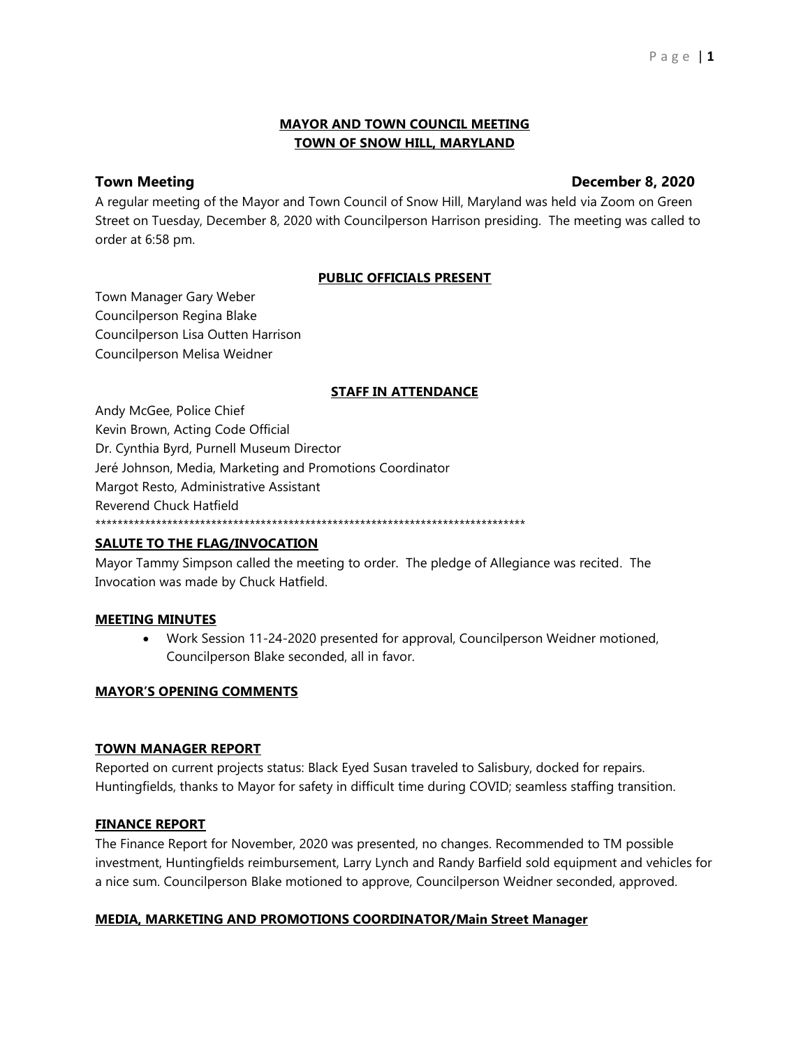**MAYOR AND TOWN COUNCIL MEETING**
**TOWN OF SNOW HILL, MARYLAND**

**Town Meeting** **December 8, 2020**

A regular meeting of the Mayor and Town Council of Snow Hill, Maryland was held via Zoom on Green Street on Tuesday, December 8, 2020 with Councilperson Harrison presiding. The meeting was called to order at 6:58 pm.

**PUBLIC OFFICIALS PRESENT**

Town Manager Gary Weber
Councilperson Regina Blake
Councilperson Lisa Outten Harrison
Councilperson Melisa Weidner

**STAFF IN ATTENDANCE**

Andy McGee, Police Chief
Kevin Brown, Acting Code Official
Dr. Cynthia Byrd, Purnell Museum Director
Jeré Johnson, Media, Marketing and Promotions Coordinator
Margot Resto, Administrative Assistant
Reverend Chuck Hatfield
********************************************************************************

**SALUTE TO THE FLAG/INVOCATION**

Mayor Tammy Simpson called the meeting to order. The pledge of Allegiance was recited. The Invocation was made by Chuck Hatfield.

**MEETING MINUTES**

- Work Session 11-24-2020 presented for approval, Councilperson Weidner motioned, Councilperson Blake seconded, all in favor.

**MAYOR'S OPENING COMMENTS**

**TOWN MANAGER REPORT**

Reported on current projects status: Black Eyed Susan traveled to Salisbury, docked for repairs. Huntingfields, thanks to Mayor for safety in difficult time during COVID; seamless staffing transition.

**FINANCE REPORT**

The Finance Report for November, 2020 was presented, no changes. Recommended to TM possible investment, Huntingfields reimbursement, Larry Lynch and Randy Barfield sold equipment and vehicles for a nice sum. Councilperson Blake motioned to approve, Councilperson Weidner seconded, approved.

**MEDIA, MARKETING AND PROMOTIONS COORDINATOR/Main Street Manager**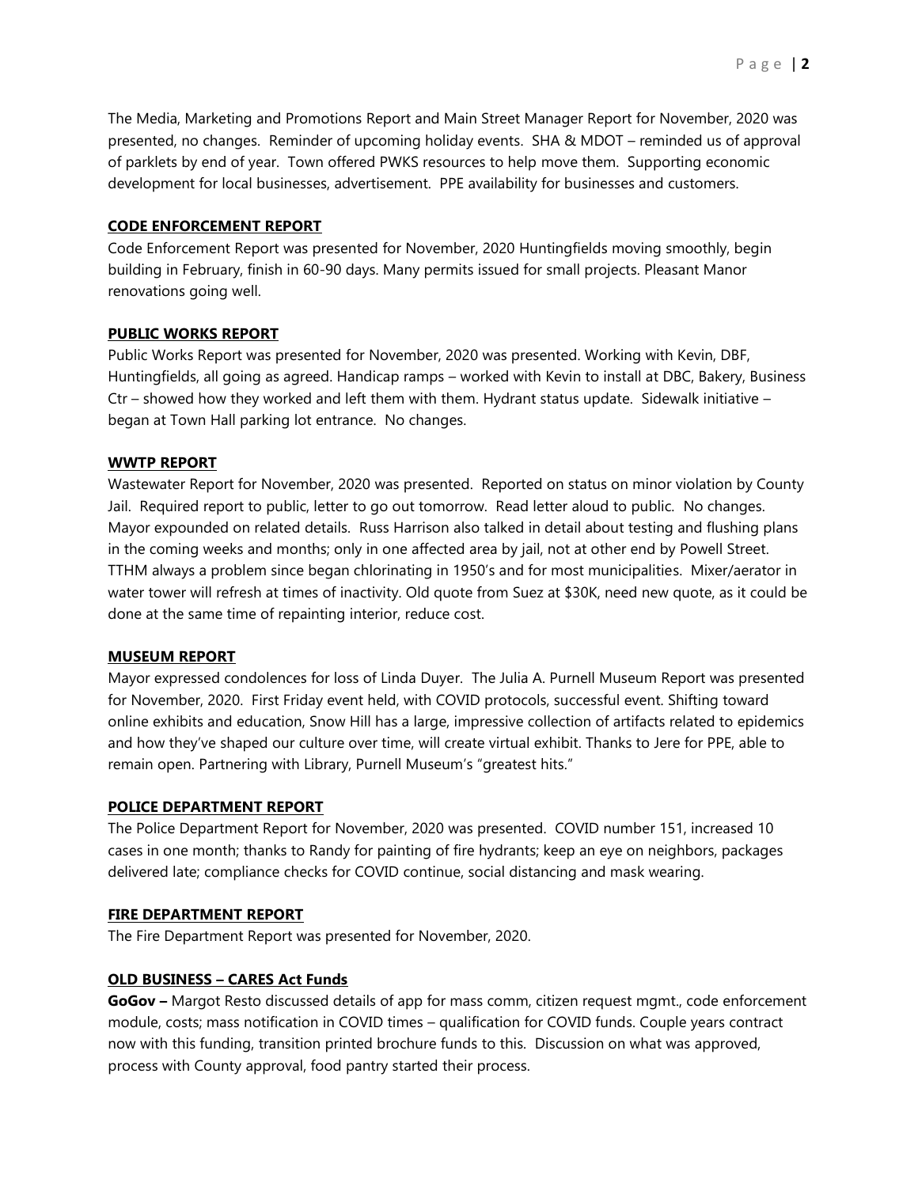The Media, Marketing and Promotions Report and Main Street Manager Report for November, 2020 was presented, no changes. Reminder of upcoming holiday events. SHA & MDOT – reminded us of approval of parklets by end of year. Town offered PWKS resources to help move them. Supporting economic development for local businesses, advertisement. PPE availability for businesses and customers.

**CODE ENFORCEMENT REPORT**

Code Enforcement Report was presented for November, 2020 Huntingfields moving smoothly, begin building in February, finish in 60-90 days. Many permits issued for small projects. Pleasant Manor renovations going well.

**PUBLIC WORKS REPORT**

Public Works Report was presented for November, 2020 was presented. Working with Kevin, DBF, Huntingfields, all going as agreed. Handicap ramps – worked with Kevin to install at DBC, Bakery, Business Ctr – showed how they worked and left them with them. Hydrant status update. Sidewalk initiative – began at Town Hall parking lot entrance. No changes.

**WWTP REPORT**

Wastewater Report for November, 2020 was presented. Reported on status on minor violation by County Jail. Required report to public, letter to go out tomorrow. Read letter aloud to public. No changes. Mayor expounded on related details. Russ Harrison also talked in detail about testing and flushing plans in the coming weeks and months; only in one affected area by jail, not at other end by Powell Street. TTHM always a problem since began chlorinating in 1950's and for most municipalities. Mixer/aerator in water tower will refresh at times of inactivity. Old quote from Suez at $30K, need new quote, as it could be done at the same time of repainting interior, reduce cost.

**MUSEUM REPORT**

Mayor expressed condolences for loss of Linda Duyer. The Julia A. Purnell Museum Report was presented for November, 2020. First Friday event held, with COVID protocols, successful event. Shifting toward online exhibits and education, Snow Hill has a large, impressive collection of artifacts related to epidemics and how they've shaped our culture over time, will create virtual exhibit. Thanks to Jere for PPE, able to remain open. Partnering with Library, Purnell Museum's "greatest hits."

**POLICE DEPARTMENT REPORT**

The Police Department Report for November, 2020 was presented. COVID number 151, increased 10 cases in one month; thanks to Randy for painting of fire hydrants; keep an eye on neighbors, packages delivered late; compliance checks for COVID continue, social distancing and mask wearing.

**FIRE DEPARTMENT REPORT**

The Fire Department Report was presented for November, 2020.

**OLD BUSINESS – CARES Act Funds**

**GoGov –** Margot Resto discussed details of app for mass comm, citizen request mgmt., code enforcement module, costs; mass notification in COVID times – qualification for COVID funds. Couple years contract now with this funding, transition printed brochure funds to this. Discussion on what was approved, process with County approval, food pantry started their process.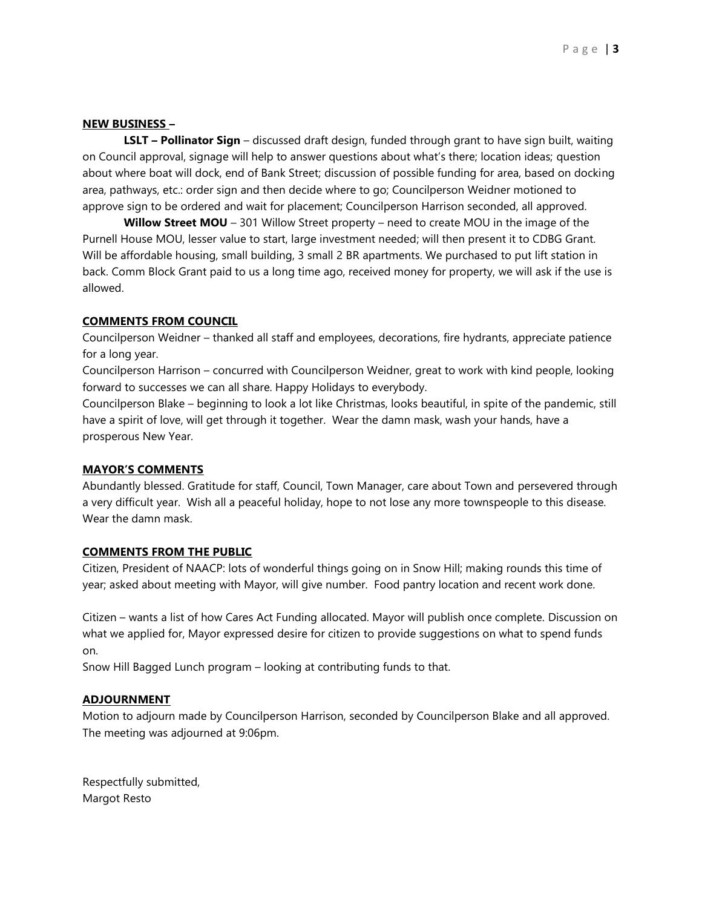**NEW BUSINESS –**

**LSLT – Pollinator Sign** – discussed draft design, funded through grant to have sign built, waiting on Council approval, signage will help to answer questions about what's there; location ideas; question about where boat will dock, end of Bank Street; discussion of possible funding for area, based on docking area, pathways, etc.: order sign and then decide where to go; Councilperson Weidner motioned to approve sign to be ordered and wait for placement; Councilperson Harrison seconded, all approved.

**Willow Street MOU** – 301 Willow Street property – need to create MOU in the image of the Purnell House MOU, lesser value to start, large investment needed; will then present it to CDBG Grant. Will be affordable housing, small building, 3 small 2 BR apartments. We purchased to put lift station in back. Comm Block Grant paid to us a long time ago, received money for property, we will ask if the use is allowed.

**COMMENTS FROM COUNCIL**

Councilperson Weidner – thanked all staff and employees, decorations, fire hydrants, appreciate patience for a long year.
Councilperson Harrison – concurred with Councilperson Weidner, great to work with kind people, looking forward to successes we can all share. Happy Holidays to everybody.
Councilperson Blake – beginning to look a lot like Christmas, looks beautiful, in spite of the pandemic, still have a spirit of love, will get through it together. Wear the damn mask, wash your hands, have a prosperous New Year.

**MAYOR'S COMMENTS**

Abundantly blessed. Gratitude for staff, Council, Town Manager, care about Town and persevered through a very difficult year. Wish all a peaceful holiday, hope to not lose any more townspeople to this disease. Wear the damn mask.

**COMMENTS FROM THE PUBLIC**

Citizen, President of NAACP: lots of wonderful things going on in Snow Hill; making rounds this time of year; asked about meeting with Mayor, will give number. Food pantry location and recent work done.

Citizen – wants a list of how Cares Act Funding allocated. Mayor will publish once complete. Discussion on what we applied for, Mayor expressed desire for citizen to provide suggestions on what to spend funds on.
Snow Hill Bagged Lunch program – looking at contributing funds to that.

**ADJOURNMENT**

Motion to adjourn made by Councilperson Harrison, seconded by Councilperson Blake and all approved. The meeting was adjourned at 9:06pm.

Respectfully submitted,
Margot Resto